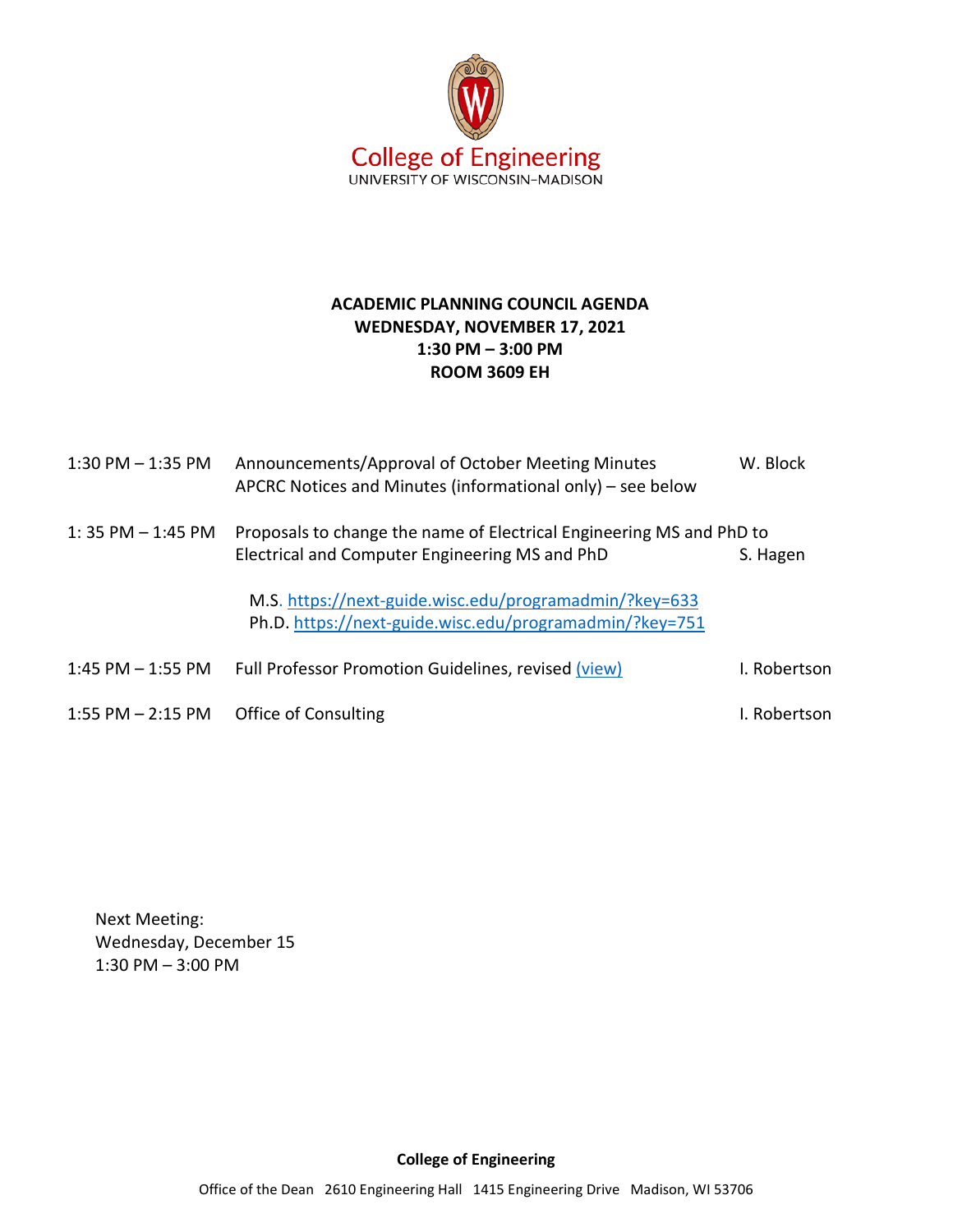College of Engineering
UNIVERSITY OF WISCONSIN–MADISON

**ACADEMIC PLANNING COUNCIL AGENDA**
**WEDNESDAY, NOVEMBER 17, 2021**
**1:30 PM – 3:00 PM**
**ROOM 3609 EH**

| Time | Item | Presenter |
| --- | --- | --- |
| 1:30 PM – 1:35 PM | Announcements/Approval of October Meeting Minutes<br>APCRC Notices and Minutes (informational only) – see below | W. Block |
| 1: 35 PM – 1:45 PM | Proposals to change the name of Electrical Engineering MS and PhD to Electrical and Computer Engineering MS and PhD<br><br>M.S. https://next-guide.wisc.edu/programadmin/?key=633<br>Ph.D. https://next-guide.wisc.edu/programadmin/?key=751 | S. Hagen |
| 1:45 PM – 1:55 PM | Full Professor Promotion Guidelines, revised (view) | I. Robertson |
| 1:55 PM – 2:15 PM | Office of Consulting | I. Robertson |

Next Meeting:
Wednesday, December 15
1:30 PM – 3:00 PM

**College of Engineering**

Office of the Dean 2610 Engineering Hall 1415 Engineering Drive Madison, WI 53706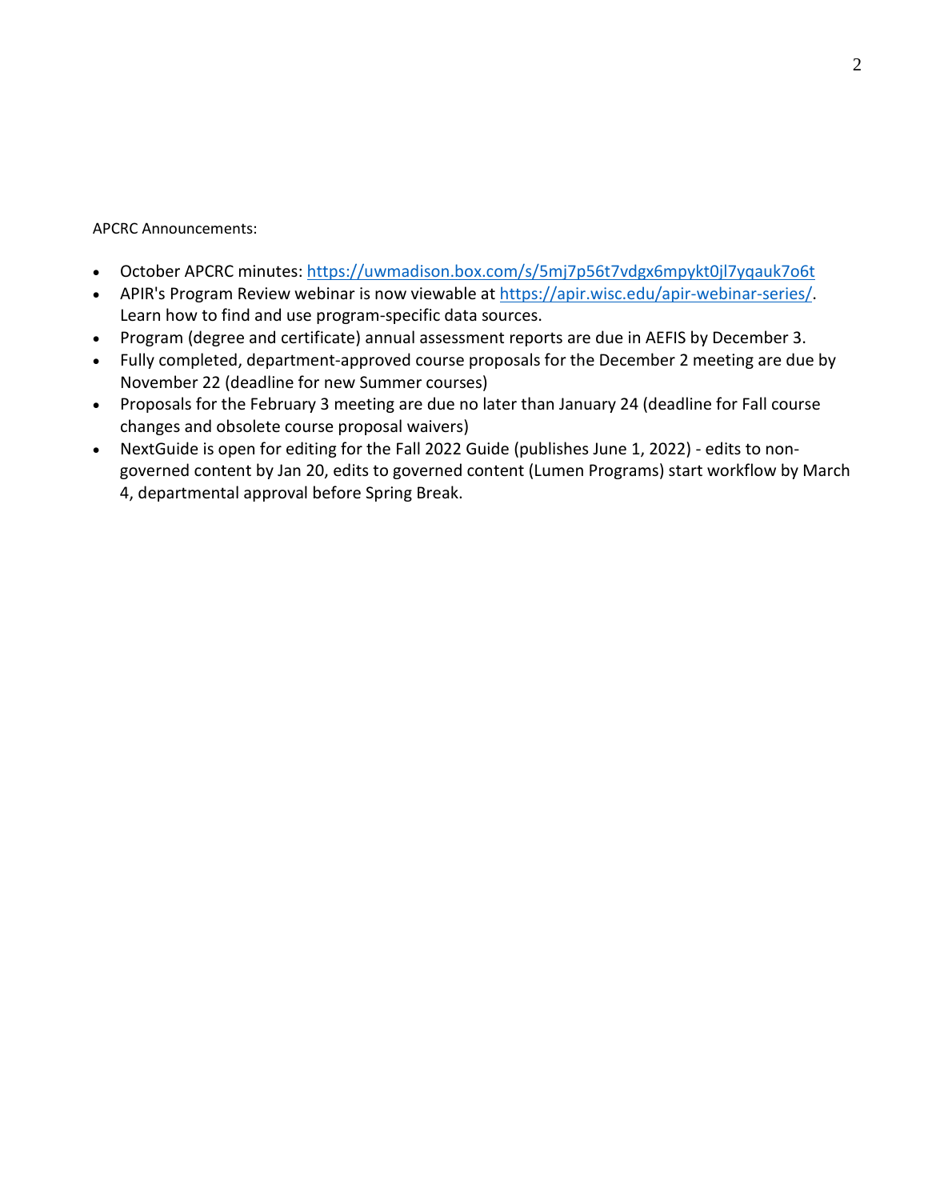APCRC Announcements:

- October APCRC minutes: https://uwmadison.box.com/s/5mj7p56t7vdgx6mpykt0jl7yqauk7o6t
- APIR's Program Review webinar is now viewable at https://apir.wisc.edu/apir-webinar-series/. Learn how to find and use program-specific data sources.
- Program (degree and certificate) annual assessment reports are due in AEFIS by December 3.
- Fully completed, department-approved course proposals for the December 2 meeting are due by November 22 (deadline for new Summer courses)
- Proposals for the February 3 meeting are due no later than January 24 (deadline for Fall course changes and obsolete course proposal waivers)
- NextGuide is open for editing for the Fall 2022 Guide (publishes June 1, 2022) - edits to non-governed content by Jan 20, edits to governed content (Lumen Programs) start workflow by March 4, departmental approval before Spring Break.